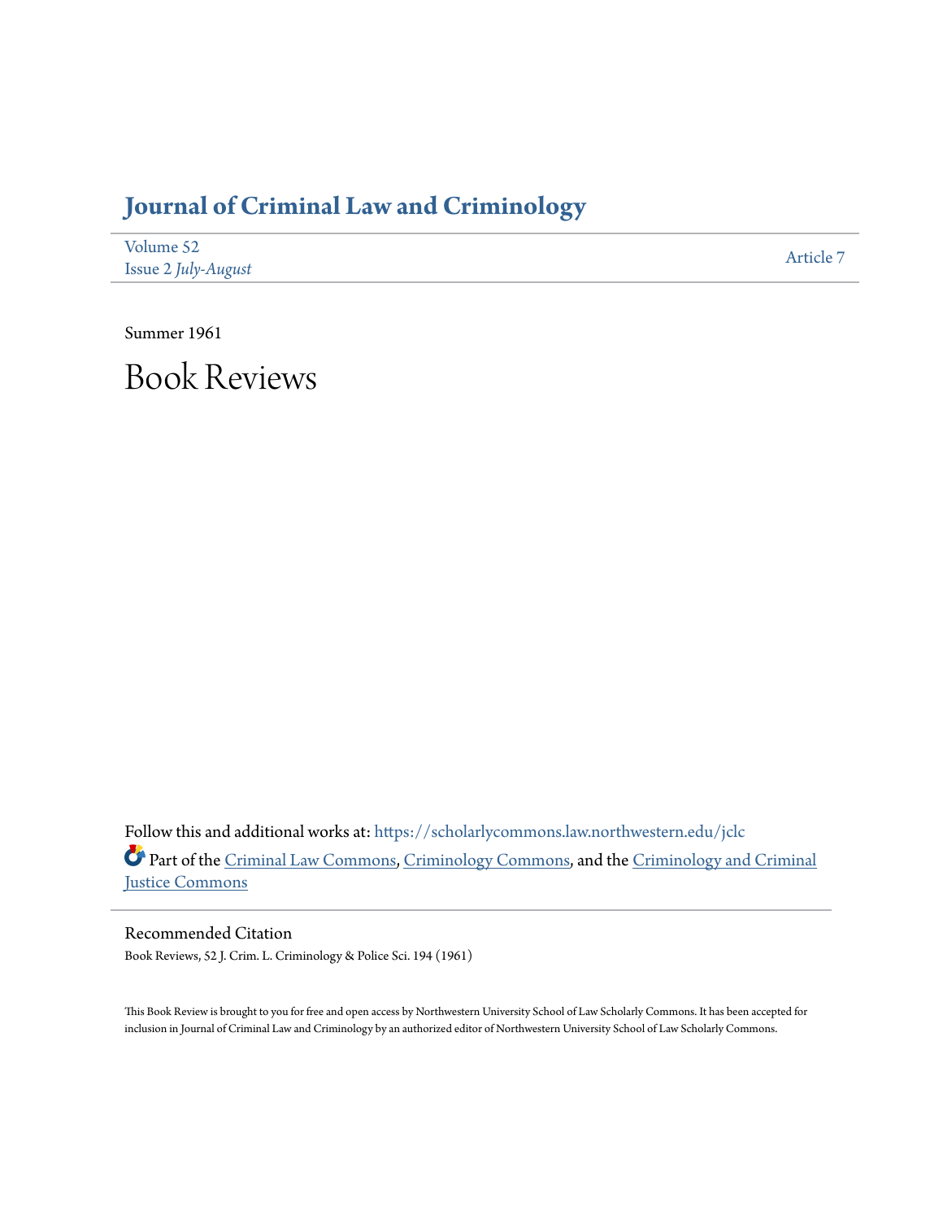# Journal of Criminal Law and Criminology

Volume 52
Issue 2 *July-August*

Article 7

Summer 1961

# Book Reviews

Follow this and additional works at: https://scholarlycommons.law.northwestern.edu/jclc

Part of the Criminal Law Commons, Criminology Commons, and the Criminology and Criminal Justice Commons

## Recommended Citation

Book Reviews, 52 J. Crim. L. Criminology & Police Sci. 194 (1961)

This Book Review is brought to you for free and open access by Northwestern University School of Law Scholarly Commons. It has been accepted for inclusion in Journal of Criminal Law and Criminology by an authorized editor of Northwestern University School of Law Scholarly Commons.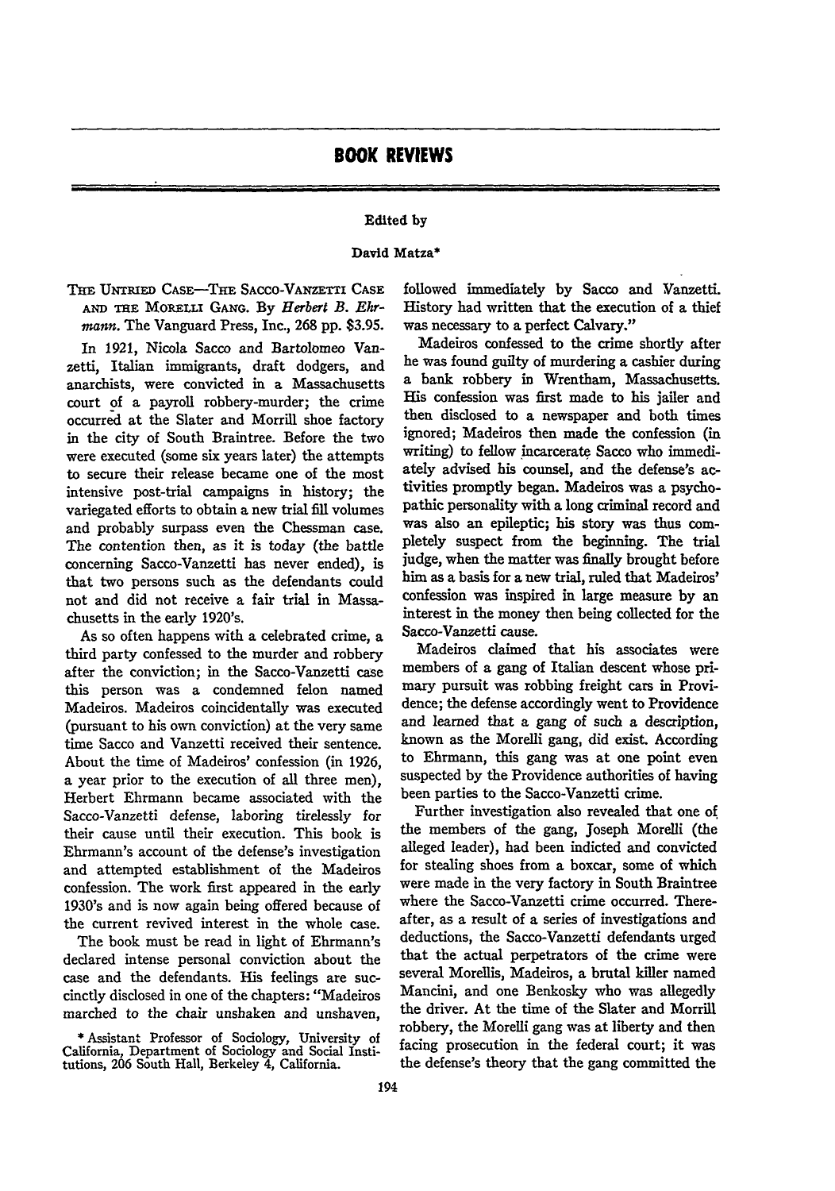# BOOK REVIEWS

Edited by

David Matza*

THE UNTRIED CASE—THE SACCO-VANZETTI CASE AND THE MORELLI GANG. By *Herbert B. Ehrmann*. The Vanguard Press, Inc., 268 pp. $3.95.

In 1921, Nicola Sacco and Bartolomeo Vanzetti, Italian immigrants, draft dodgers, and anarchists, were convicted in a Massachusetts court of a payroll robbery-murder; the crime occurred at the Slater and Morrill shoe factory in the city of South Braintree. Before the two were executed (some six years later) the attempts to secure their release became one of the most intensive post-trial campaigns in history; the variegated efforts to obtain a new trial fill volumes and probably surpass even the Chessman case. The contention then, as it is today (the battle concerning Sacco-Vanzetti has never ended), is that two persons such as the defendants could not and did not receive a fair trial in Massachusetts in the early 1920's.

As so often happens with a celebrated crime, a third party confessed to the murder and robbery after the conviction; in the Sacco-Vanzetti case this person was a condemned felon named Madeiros. Madeiros coincidentally was executed (pursuant to his own conviction) at the very same time Sacco and Vanzetti received their sentence. About the time of Madeiros' confession (in 1926, a year prior to the execution of all three men), Herbert Ehrmann became associated with the Sacco-Vanzetti defense, laboring tirelessly for their cause until their execution. This book is Ehrmann's account of the defense's investigation and attempted establishment of the Madeiros confession. The work first appeared in the early 1930's and is now again being offered because of the current revived interest in the whole case.

The book must be read in light of Ehrmann's declared intense personal conviction about the case and the defendants. His feelings are succinctly disclosed in one of the chapters: "Madeiros marched to the chair unshaken and unshaven, followed immediately by Sacco and Vanzetti. History had written that the execution of a thief was necessary to a perfect Calvary."

Madeiros confessed to the crime shortly after he was found guilty of murdering a cashier during a bank robbery in Wrentham, Massachusetts. His confession was first made to his jailer and then disclosed to a newspaper and both times ignored; Madeiros then made the confession (in writing) to fellow incarcerate Sacco who immediately advised his counsel, and the defense's activities promptly began. Madeiros was a psychopathic personality with a long criminal record and was also an epileptic; his story was thus completely suspect from the beginning. The trial judge, when the matter was finally brought before him as a basis for a new trial, ruled that Madeiros' confession was inspired in large measure by an interest in the money then being collected for the Sacco-Vanzetti cause.

Madeiros claimed that his associates were members of a gang of Italian descent whose primary pursuit was robbing freight cars in Providence; the defense accordingly went to Providence and learned that a gang of such a description, known as the Morelli gang, did exist. According to Ehrmann, this gang was at one point even suspected by the Providence authorities of having been parties to the Sacco-Vanzetti crime.

Further investigation also revealed that one of the members of the gang, Joseph Morelli (the alleged leader), had been indicted and convicted for stealing shoes from a boxcar, some of which were made in the very factory in South Braintree where the Sacco-Vanzetti crime occurred. Thereafter, as a result of a series of investigations and deductions, the Sacco-Vanzetti defendants urged that the actual perpetrators of the crime were several Morellis, Madeiros, a brutal killer named Mancini, and one Benkosky who was allegedly the driver. At the time of the Slater and Morrill robbery, the Morelli gang was at liberty and then facing prosecution in the federal court; it was the defense's theory that the gang committed the

* Assistant Professor of Sociology, University of California, Department of Sociology and Social Institutions, 206 South Hall, Berkeley 4, California.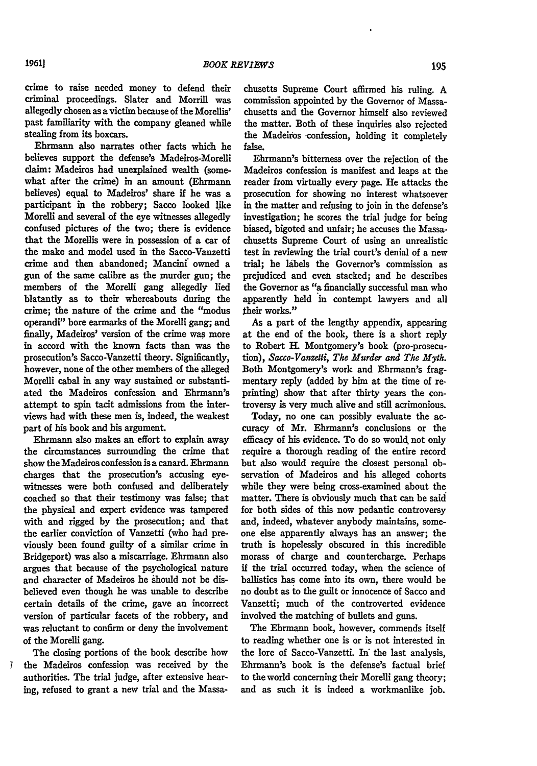crime to raise needed money to defend their criminal proceedings. Slater and Morrill was allegedly chosen as a victim because of the Morellis' past familiarity with the company gleaned while stealing from its boxcars.

Ehrmann also narrates other facts which he believes support the defense's Madeiros-Morelli claim: Madeiros had unexplained wealth (somewhat after the crime) in an amount (Ehrmann believes) equal to Madeiros' share if he was a participant in the robbery; Sacco looked like Morelli and several of the eye witnesses allegedly confused pictures of the two; there is evidence that the Morellis were in possession of a car of the make and model used in the Sacco-Vanzetti crime and then abandoned; Mancini owned a gun of the same calibre as the murder gun; the members of the Morelli gang allegedly lied blatantly as to their whereabouts during the crime; the nature of the crime and the "modus operandi" bore earmarks of the Morelli gang; and finally, Madeiros' version of the crime was more in accord with the known facts than was the prosecution's Sacco-Vanzetti theory. Significantly, however, none of the other members of the alleged Morelli cabal in any way sustained or substantiated the Madeiros confession and Ehrmann's attempt to spin tacit admissions from the interviews had with these men is, indeed, the weakest part of his book and his argument.

Ehrmann also makes an effort to explain away the circumstances surrounding the crime that show the Madeiros confession is a canard. Ehrmann charges that the prosecution's accusing eyewitnesses were both confused and deliberately coached so that their testimony was false; that the physical and expert evidence was tampered with and rigged by the prosecution; and that the earlier conviction of Vanzetti (who had previously been found guilty of a similar crime in Bridgeport) was also a miscarriage. Ehrmann also argues that because of the psychological nature and character of Madeiros he should not be disbelieved even though he was unable to describe certain details of the crime, gave an incorrect version of particular facets of the robbery, and was reluctant to confirm or deny the involvement of the Morelli gang.

The closing portions of the book describe how the Madeiros confession was received by the authorities. The trial judge, after extensive hearing, refused to grant a new trial and the Massachusetts Supreme Court affirmed his ruling. A commission appointed by the Governor of Massachusetts and the Governor himself also reviewed the matter. Both of these inquiries also rejected the Madeiros confession, holding it completely false.

Ehrmann's bitterness over the rejection of the Madeiros confession is manifest and leaps at the reader from virtually every page. He attacks the prosecution for showing no interest whatsoever in the matter and refusing to join in the defense's investigation; he scores the trial judge for being biased, bigoted and unfair; he accuses the Massachusetts Supreme Court of using an unrealistic test in reviewing the trial court's denial of a new trial; he labels the Governor's commission as prejudiced and even stacked; and he describes the Governor as "a financially successful man who apparently held in contempt lawyers and all their works."

As a part of the lengthy appendix, appearing at the end of the book, there is a short reply to Robert H. Montgomery's book (pro-prosecution), *Sacco-Vanzetti, The Murder and The Myth.* Both Montgomery's work and Ehrmann's fragmentary reply (added by him at the time of reprinting) show that after thirty years the controversy is very much alive and still acrimonious.

Today, no one can possibly evaluate the accuracy of Mr. Ehrmann's conclusions or the efficacy of his evidence. To do so would not only require a thorough reading of the entire record but also would require the closest personal observation of Madeiros and his alleged cohorts while they were being cross-examined about the matter. There is obviously much that can be said for both sides of this now pedantic controversy and, indeed, whatever anybody maintains, someone else apparently always has an answer; the truth is hopelessly obscured in this incredible morass of charge and countercharge. Perhaps if the trial occurred today, when the science of ballistics has come into its own, there would be no doubt as to the guilt or innocence of Sacco and Vanzetti; much of the controverted evidence involved the matching of bullets and guns.

The Ehrmann book, however, commends itself to reading whether one is or is not interested in the lore of Sacco-Vanzetti. In the last analysis, Ehrmann's book is the defense's factual brief to the world concerning their Morelli gang theory; and as such it is indeed a workmanlike job.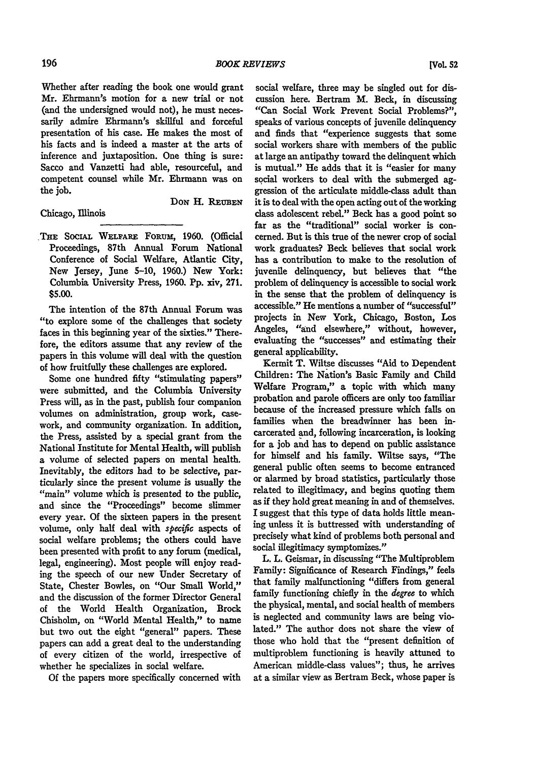Whether after reading the book one would grant Mr. Ehrmann's motion for a new trial or not (and the undersigned would not), he must necessarily admire Ehrmann's skillful and forceful presentation of his case. He makes the most of his facts and is indeed a master at the arts of inference and juxtaposition. One thing is sure: Sacco and Vanzetti had able, resourceful, and competent counsel while Mr. Ehrmann was on the job.

DON H. REUBEN

Chicago, Illinois

---

THE SOCIAL WELFARE FORUM, 1960. (Official Proceedings, 87th Annual Forum National Conference of Social Welfare, Atlantic City, New Jersey, June 5-10, 1960.) New York: Columbia University Press, 1960. Pp. xiv, 271. $5.00.

The intention of the 87th Annual Forum was "to explore some of the challenges that society faces in this beginning year of the sixties." Therefore, the editors assume that any review of the papers in this volume will deal with the question of how fruitfully these challenges are explored.

Some one hundred fifty "stimulating papers" were submitted, and the Columbia University Press will, as in the past, publish four companion volumes on administration, group work, casework, and community organization. In addition, the Press, assisted by a special grant from the National Institute for Mental Health, will publish a volume of selected papers on mental health. Inevitably, the editors had to be selective, particularly since the present volume is usually the "main" volume which is presented to the public, and since the "Proceedings" become slimmer every year. Of the sixteen papers in the present volume, only half deal with *specific* aspects of social welfare problems; the others could have been presented with profit to any forum (medical, legal, engineering). Most people will enjoy reading the speech of our new Under Secretary of State, Chester Bowles, on "Our Small World," and the discussion of the former Director General of the World Health Organization, Brock Chisholm, on "World Mental Health," to name but two out the eight "general" papers. These papers can add a great deal to the understanding of every citizen of the world, irrespective of whether he specializes in social welfare.

Of the papers more specifically concerned with social welfare, three may be singled out for discussion here. Bertram M. Beck, in discussing "Can Social Work Prevent Social Problems?", speaks of various concepts of juvenile delinquency and finds that "experience suggests that some social workers share with members of the public at large an antipathy toward the delinquent which is mutual." He adds that it is "easier for many social workers to deal with the submerged aggression of the articulate middle-class adult than it is to deal with the open acting out of the working class adolescent rebel." Beck has a good point so far as the "traditional" social worker is concerned. But is this true of the newer crop of social work graduates? Beck believes that social work has a contribution to make to the resolution of juvenile delinquency, but believes that "the problem of delinquency is accessible to social work in the sense that the problem of delinquency is accessible." He mentions a number of "successful" projects in New York, Chicago, Boston, Los Angeles, "and elsewhere," without, however, evaluating the "successes" and estimating their general applicability.

Kermit T. Wiltse discusses "Aid to Dependent Children: The Nation's Basic Family and Child Welfare Program," a topic with which many probation and parole officers are only too familiar because of the increased pressure which falls on families when the breadwinner has been incarcerated and, following incarceration, is looking for a job and has to depend on public assistance for himself and his family. Wiltse says, "The general public often seems to become entranced or alarmed by broad statistics, particularly those related to illegitimacy, and begins quoting them as if they hold great meaning in and of themselves. I suggest that this type of data holds little meaning unless it is buttressed with understanding of precisely what kind of problems both personal and social illegitimacy symptomizes."

L. L. Geismar, in discussing "The Multiproblem Family: Significance of Research Findings," feels that family malfunctioning "differs from general family functioning chiefly in the *degree* to which the physical, mental, and social health of members is neglected and community laws are being violated." The author does not share the view of those who hold that the "present definition of multiproblem functioning is heavily attuned to American middle-class values"; thus, he arrives at a similar view as Bertram Beck, whose paper is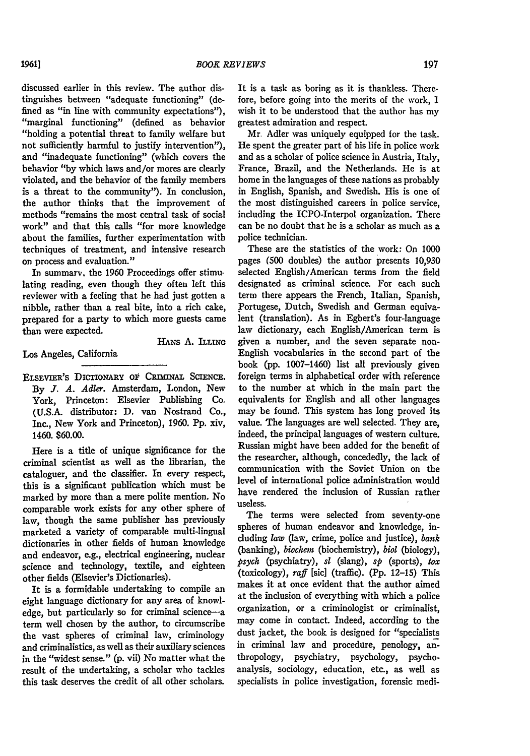discussed earlier in this review. The author distinguishes between "adequate functioning" (defined as "in line with community expectations"), "marginal functioning" (defined as behavior "holding a potential threat to family welfare but not sufficiently harmful to justify intervention"), and "inadequate functioning" (which covers the behavior "by which laws and/or mores are clearly violated, and the behavior of the family members is a threat to the community"). In conclusion, the author thinks that the improvement of methods "remains the most central task of social work" and that this calls "for more knowledge about the families, further experimentation with techniques of treatment, and intensive research on process and evaluation."

In summary, the 1960 Proceedings offer stimulating reading, even though they often left this reviewer with a feeling that he had just gotten a nibble, rather than a real bite, into a rich cake, prepared for a party to which more guests came than were expected.

HANS A. ILLING

Los Angeles, California

---

ELSEVIER'S DICTIONARY OF CRIMINAL SCIENCE. By *J. A. Adler*. Amsterdam, London, New York, Princeton: Elsevier Publishing Co. (U.S.A. distributor: D. van Nostrand Co., Inc., New York and Princeton), 1960. Pp. xiv, 1460. $60.00.

Here is a title of unique significance for the criminal scientist as well as the librarian, the cataloguer, and the classifier. In every respect, this is a significant publication which must be marked by more than a mere polite mention. No comparable work exists for any other sphere of law, though the same publisher has previously marketed a variety of comparable multi-lingual dictionaries in other fields of human knowledge and endeavor, e.g., electrical engineering, nuclear science and technology, textile, and eighteen other fields (Elsevier's Dictionaries).

It is a formidable undertaking to compile an eight language dictionary for any area of knowledge, but particularly so for criminal science—a term well chosen by the author, to circumscribe the vast spheres of criminal law, criminology and criminalistics, as well as their auxiliary sciences in the "widest sense." (p. vii) No matter what the result of the undertaking, a scholar who tackles this task deserves the credit of all other scholars. It is a task as boring as it is thankless. Therefore, before going into the merits of the work, I wish it to be understood that the author has my greatest admiration and respect.

Mr. Adler was uniquely equipped for the task. He spent the greater part of his life in police work and as a scholar of police science in Austria, Italy, France, Brazil, and the Netherlands. He is at home in the languages of these nations as probably in English, Spanish, and Swedish. His is one of the most distinguished careers in police service, including the ICPO-Interpol organization. There can be no doubt that he is a scholar as much as a police technician.

These are the statistics of the work: On 1000 pages (500 doubles) the author presents 10,930 selected English/American terms from the field designated as criminal science. For each such term there appears the French, Italian, Spanish, Portugese, Dutch, Swedish and German equivalent (translation). As in Egbert's four-language law dictionary, each English/American term is given a number, and the seven separate non-English vocabularies in the second part of the book (pp. 1007–1460) list all previously given foreign terms in alphabetical order with reference to the number at which in the main part the equivalents for English and all other languages may be found. This system has long proved its value. The languages are well selected. They are, indeed, the principal languages of western culture. Russian might have been added for the benefit of the researcher, although, concededly, the lack of communication with the Soviet Union on the level of international police administration would have rendered the inclusion of Russian rather useless.

The terms were selected from seventy-one spheres of human endeavor and knowledge, including *law* (law, crime, police and justice), *bank* (banking), *biochem* (biochemistry), *biol* (biology), *psych* (psychiatry), *sl* (slang), *sp* (sports), *tox* (toxicology), *raff* [sic] (traffic). (Pp. 12–15) This makes it at once evident that the author aimed at the inclusion of everything with which a police organization, or a criminologist or criminalist, may come in contact. Indeed, according to the dust jacket, the book is designed for "specialists in criminal law and procedure, penology, anthropology, psychiatry, psychology, psychoanalysis, sociology, education, etc., as well as specialists in police investigation, forensic medi-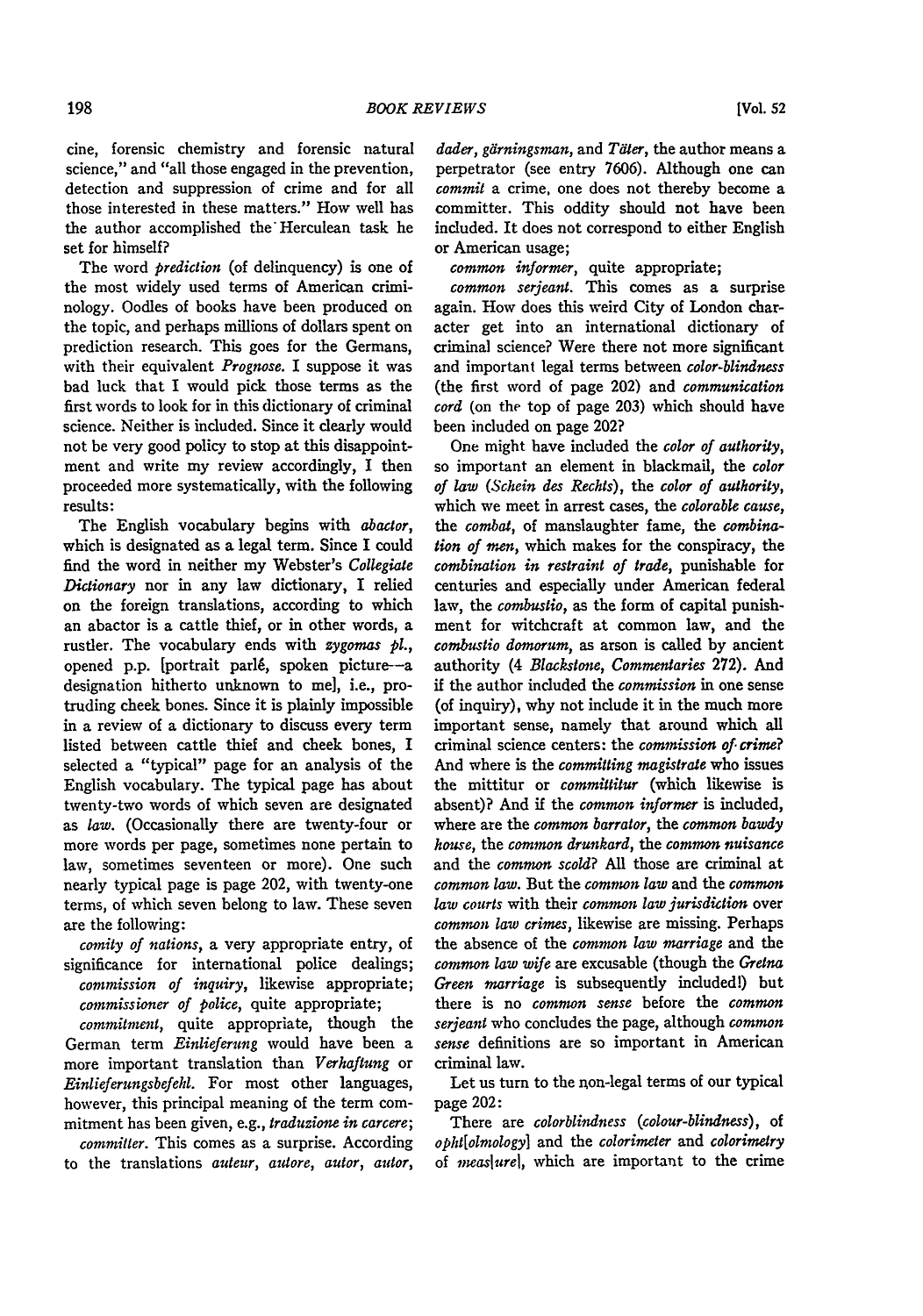cine, forensic chemistry and forensic natural science," and "all those engaged in the prevention, detection and suppression of crime and for all those interested in these matters." How well has the author accomplished the Herculean task he set for himself?

The word *prediction* (of delinquency) is one of the most widely used terms of American criminology. Oodles of books have been produced on the topic, and perhaps millions of dollars spent on prediction research. This goes for the Germans, with their equivalent *Prognose.* I suppose it was bad luck that I would pick those terms as the first words to look for in this dictionary of criminal science. Neither is included. Since it clearly would not be very good policy to stop at this disappointment and write my review accordingly, I then proceeded more systematically, with the following results:

The English vocabulary begins with *abactor,* which is designated as a legal term. Since I could find the word in neither my Webster's *Collegiate Dictionary* nor in any law dictionary, I relied on the foreign translations, according to which an abactor is a cattle thief, or in other words, a rustler. The vocabulary ends with *zygomas pl.,* opened p.p. [portrait parlé, spoken picture—a designation hitherto unknown to me], i.e., protruding cheek bones. Since it is plainly impossible in a review of a dictionary to discuss every term listed between cattle thief and cheek bones, I selected a "typical" page for an analysis of the English vocabulary. The typical page has about twenty-two words of which seven are designated as *law.* (Occasionally there are twenty-four or more words per page, sometimes none pertain to law, sometimes seventeen or more). One such nearly typical page is page 202, with twenty-one terms, of which seven belong to law. These seven are the following:

*comity of nations,* a very appropriate entry, of significance for international police dealings;

*commission of inquiry,* likewise appropriate;

*commissioner of police,* quite appropriate;

*commitment,* quite appropriate, though the German term *Einlieferung* would have been a more important translation than *Verhaftung* or *Einlieferungsbefehl.* For most other languages, however, this principal meaning of the term commitment has been given, e.g., *traduzione in carcere;*

*committer.* This comes as a surprise. According to the translations *auteur, autore, autor, dader, gärningsman,* and *Täter,* the author means a perpetrator (see entry 7606). Although one can *commit* a crime, one does not thereby become a committer. This oddity should not have been included. It does not correspond to either English or American usage;

*common informer,* quite appropriate;

*common serjeant.* This comes as a surprise again. How does this weird City of London character get into an international dictionary of criminal science? Were there not more significant and important legal terms between *color-blindness* (the first word of page 202) and *communication cord* (on the top of page 203) which should have been included on page 202?

One might have included the *color of authority,* so important an element in blackmail, the *color of law* (*Schein des Rechts*), the *color of authority,* which we meet in arrest cases, the *colorable cause,* the *combat,* of manslaughter fame, the *combination of men,* which makes for the conspiracy, the *combination in restraint of trade,* punishable for centuries and especially under American federal law, the *combustio,* as the form of capital punishment for witchcraft at common law, and the *combustio domorum,* as arson is called by ancient authority (4 *Blackstone, Commentaries* 272). And if the author included the *commission* in one sense (of inquiry), why not include it in the much more important sense, namely that around which all criminal science centers: the *commission of crime?* And where is the *committing magistrate* who issues the mittitur or *committitur* (which likewise is absent)? And if the *common informer* is included, where are the *common barrator,* the *common bawdy house,* the *common drunkard,* the *common nuisance* and the *common scold?* All those are criminal at *common law.* But the *common law* and the *common law courts* with their *common law jurisdiction* over *common law crimes,* likewise are missing. Perhaps the absence of the *common law marriage* and the *common law wife* are excusable (though the *Gretna Green marriage* is subsequently included!) but there is no *common sense* before the *common serjeant* who concludes the page, although *common sense* definitions are so important in American criminal law.

Let us turn to the non-legal terms of our typical page 202:

There are *colorblindness* (*colour-blindness*), of *opht[olmology]* and the *colorimeter* and *colorimetry* of *meas[ure],* which are important to the crime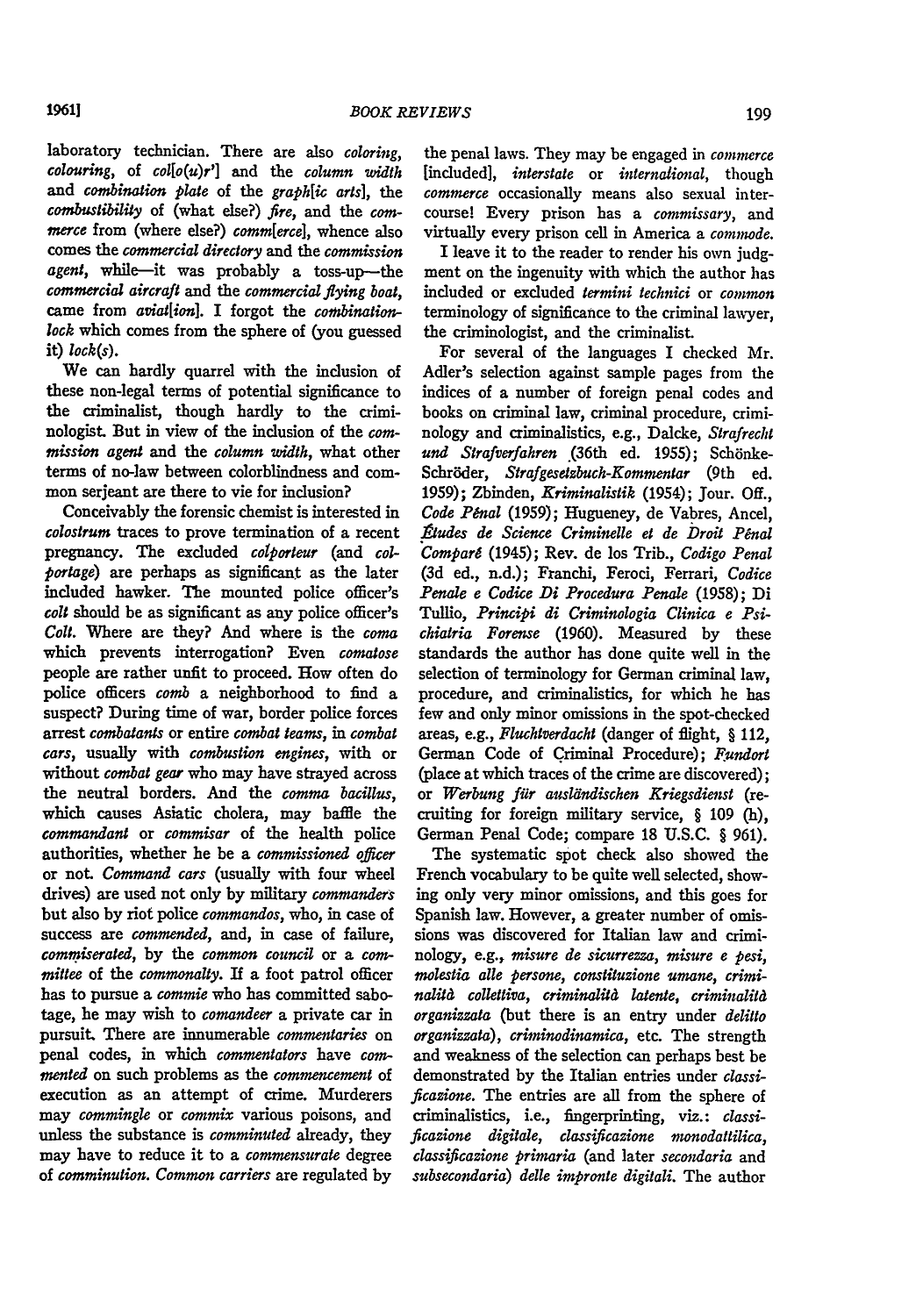laboratory technician. There are also *coloring*, *colouring*, of *col[o(u)r']* and the *column width* and *combination plate* of the *graph[ic arts]*, the *combustibility* of (what else?) *fire*, and the *commerce* from (where else?) *comm[erce]*, whence also comes the *commercial directory* and the *commission agent*, while—it was probably a toss-up—the *commercial aircraft* and the *commercial flying boat*, came from *aviat[ion]*. I forgot the *combination-lock* which comes from the sphere of (you guessed it) *lock(s)*.

We can hardly quarrel with the inclusion of these non-legal terms of potential significance to the criminalist, though hardly to the criminologist. But in view of the inclusion of the *commission agent* and the *column width*, what other terms of no-law between colorblindness and common serjeant are there to vie for inclusion?

Conceivably the forensic chemist is interested in *colostrum* traces to prove termination of a recent pregnancy. The excluded *colporteur* (and *colportage*) are perhaps as significant as the later included hawker. The mounted police officer's *colt* should be as significant as any police officer's *Colt*. Where are they? And where is the *coma* which prevents interrogation? Even *comatose* people are rather unfit to proceed. How often do police officers *comb* a neighborhood to find a suspect? During time of war, border police forces arrest *combatants* or entire *combat teams*, in *combat cars*, usually with *combustion engines*, with or without *combat gear* who may have strayed across the neutral borders. And the *comma bacillus*, which causes Asiatic cholera, may baffle the *commandant* or *commisar* of the health police authorities, whether he be a *commissioned officer* or not. *Command cars* (usually with four wheel drives) are used not only by military *commanders* but also by riot police *commandos*, who, in case of success are *commended*, and, in case of failure, *commiserated*, by the *common council* or a *committee* of the *commonalty*. If a foot patrol officer has to pursue a *commie* who has committed sabotage, he may wish to *comandeer* a private car in pursuit. There are innumerable *commentaries* on penal codes, in which *commentators* have *commented* on such problems as the *commencement* of execution as an attempt of crime. Murderers may *commingle* or *commix* various poisons, and unless the substance is *comminuted* already, they may have to reduce it to a *commensurate* degree of *comminution*. *Common carriers* are regulated by the penal laws. They may be engaged in *commerce* [included], *interstate* or *international*, though *commerce* occasionally means also sexual intercourse! Every prison has a *commissary*, and virtually every prison cell in America a *commode*.

I leave it to the reader to render his own judgment on the ingenuity with which the author has included or excluded *termini technici* or *common* terminology of significance to the criminal lawyer, the criminologist, and the criminalist.

For several of the languages I checked Mr. Adler's selection against sample pages from the indices of a number of foreign penal codes and books on criminal law, criminal procedure, criminology and criminalistics, e.g., Dalcke, *Strafrecht und Strafverfahren* (36th ed. 1955); Schönke-Schröder, *Strafgesetzbuch-Kommentar* (9th ed. 1959); Zbinden, *Kriminalistik* (1954); Jour. Off., *Code Pénal* (1959); Hugueney, de Vabres, Ancel, *Études de Science Criminelle et de Droit Pénal Comparé* (1945); Rev. de los Trib., *Codigo Penal* (3d ed., n.d.); Franchi, Feroci, Ferrari, *Codice Penale e Codice Di Procedura Penale* (1958); Di Tullio, *Principi di Criminologia Clinica e Psichiatria Forense* (1960). Measured by these standards the author has done quite well in the selection of terminology for German criminal law, procedure, and criminalistics, for which he has few and only minor omissions in the spot-checked areas, e.g., *Fluchtverdacht* (danger of flight, § 112, German Code of Criminal Procedure); *Fundort* (place at which traces of the crime are discovered); or *Werbung für ausländischen Kriegsdienst* (recruiting for foreign military service, § 109 (h), German Penal Code; compare 18 U.S.C. § 961).

The systematic spot check also showed the French vocabulary to be quite well selected, showing only very minor omissions, and this goes for Spanish law. However, a greater number of omissions was discovered for Italian law and criminology, e.g., *misure de sicurrezza*, *misure e pesi*, *molestia alle persone*, *constituzione umane*, *criminalità collettiva*, *criminalità latente*, *criminalità organizzata* (but there is an entry under *delitto organizzata*), *criminodinamica*, etc. The strength and weakness of the selection can perhaps best be demonstrated by the Italian entries under *classificazione*. The entries are all from the sphere of criminalistics, i.e., fingerprinting, viz.: *classificazione digitale*, *classificazione monodattilica*, *classificazione primaria* (and later *secondaria* and *subsecondaria*) *delle impronte digitali*. The author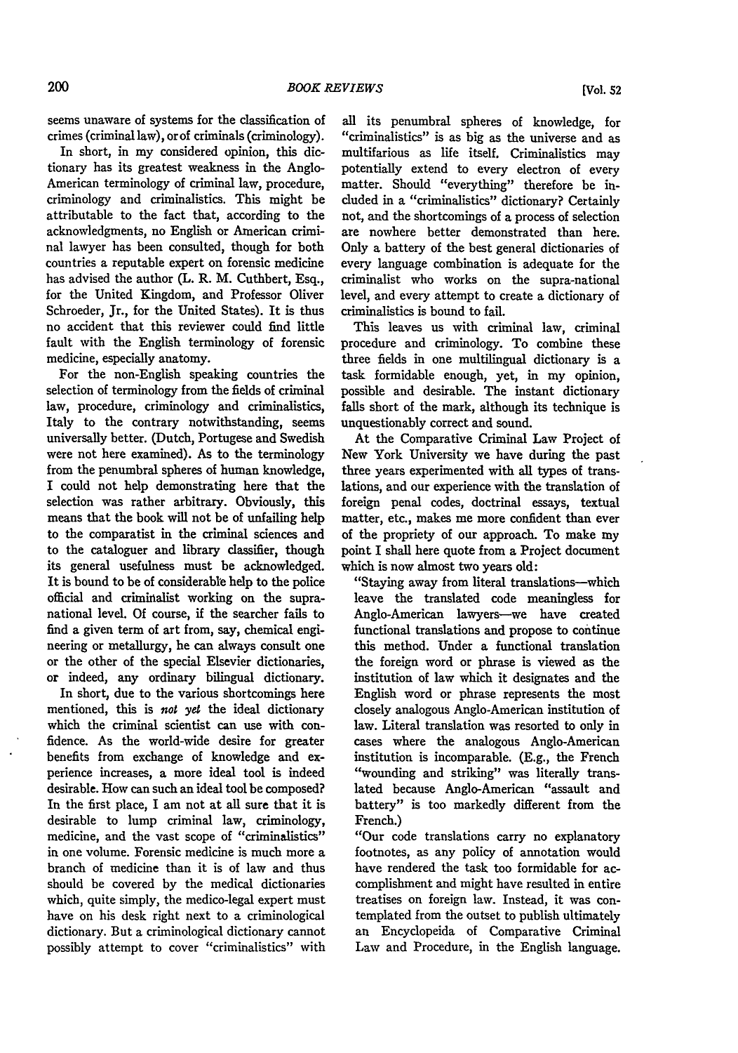seems unaware of systems for the classification of crimes (criminal law), or of criminals (criminology).

In short, in my considered opinion, this dictionary has its greatest weakness in the Anglo-American terminology of criminal law, procedure, criminology and criminalistics. This might be attributable to the fact that, according to the acknowledgments, no English or American criminal lawyer has been consulted, though for both countries a reputable expert on forensic medicine has advised the author (L. R. M. Cuthbert, Esq., for the United Kingdom, and Professor Oliver Schroeder, Jr., for the United States). It is thus no accident that this reviewer could find little fault with the English terminology of forensic medicine, especially anatomy.

For the non-English speaking countries the selection of terminology from the fields of criminal law, procedure, criminology and criminalistics, Italy to the contrary notwithstanding, seems universally better. (Dutch, Portugese and Swedish were not here examined). As to the terminology from the penumbral spheres of human knowledge, I could not help demonstrating here that the selection was rather arbitrary. Obviously, this means that the book will not be of unfailing help to the comparatist in the criminal sciences and to the cataloguer and library classifier, though its general usefulness must be acknowledged. It is bound to be of considerable help to the police official and criminalist working on the supra-national level. Of course, if the searcher fails to find a given term of art from, say, chemical engineering or metallurgy, he can always consult one or the other of the special Elsevier dictionaries, or indeed, any ordinary bilingual dictionary.

In short, due to the various shortcomings here mentioned, this is *not yet* the ideal dictionary which the criminal scientist can use with confidence. As the world-wide desire for greater benefits from exchange of knowledge and experience increases, a more ideal tool is indeed desirable. How can such an ideal tool be composed? In the first place, I am not at all sure that it is desirable to lump criminal law, criminology, medicine, and the vast scope of "criminalistics" in one volume. Forensic medicine is much more a branch of medicine than it is of law and thus should be covered by the medical dictionaries which, quite simply, the medico-legal expert must have on his desk right next to a criminological dictionary. But a criminological dictionary cannot possibly attempt to cover "criminalistics" with all its penumbral spheres of knowledge, for "criminalistics" is as big as the universe and as multifarious as life itself. Criminalistics may potentially extend to every electron of every matter. Should "everything" therefore be included in a "criminalistics" dictionary? Certainly not, and the shortcomings of a process of selection are nowhere better demonstrated than here. Only a battery of the best general dictionaries of every language combination is adequate for the criminalist who works on the supra-national level, and every attempt to create a dictionary of criminalistics is bound to fail.

This leaves us with criminal law, criminal procedure and criminology. To combine these three fields in one multilingual dictionary is a task formidable enough, yet, in my opinion, possible and desirable. The instant dictionary falls short of the mark, although its technique is unquestionably correct and sound.

At the Comparative Criminal Law Project of New York University we have during the past three years experimented with all types of translations, and our experience with the translation of foreign penal codes, doctrinal essays, textual matter, etc., makes me more confident than ever of the propriety of our approach. To make my point I shall here quote from a Project document which is now almost two years old:

"Staying away from literal translations—which leave the translated code meaningless for Anglo-American lawyers—we have created functional translations and propose to continue this method. Under a functional translation the foreign word or phrase is viewed as the institution of law which it designates and the English word or phrase represents the most closely analogous Anglo-American institution of law. Literal translation was resorted to only in cases where the analogous Anglo-American institution is incomparable. (E.g., the French "wounding and striking" was literally translated because Anglo-American "assault and battery" is too markedly different from the French.)

"Our code translations carry no explanatory footnotes, as any policy of annotation would have rendered the task too formidable for accomplishment and might have resulted in entire treatises on foreign law. Instead, it was contemplated from the outset to publish ultimately an Encyclopeida of Comparative Criminal Law and Procedure, in the English language.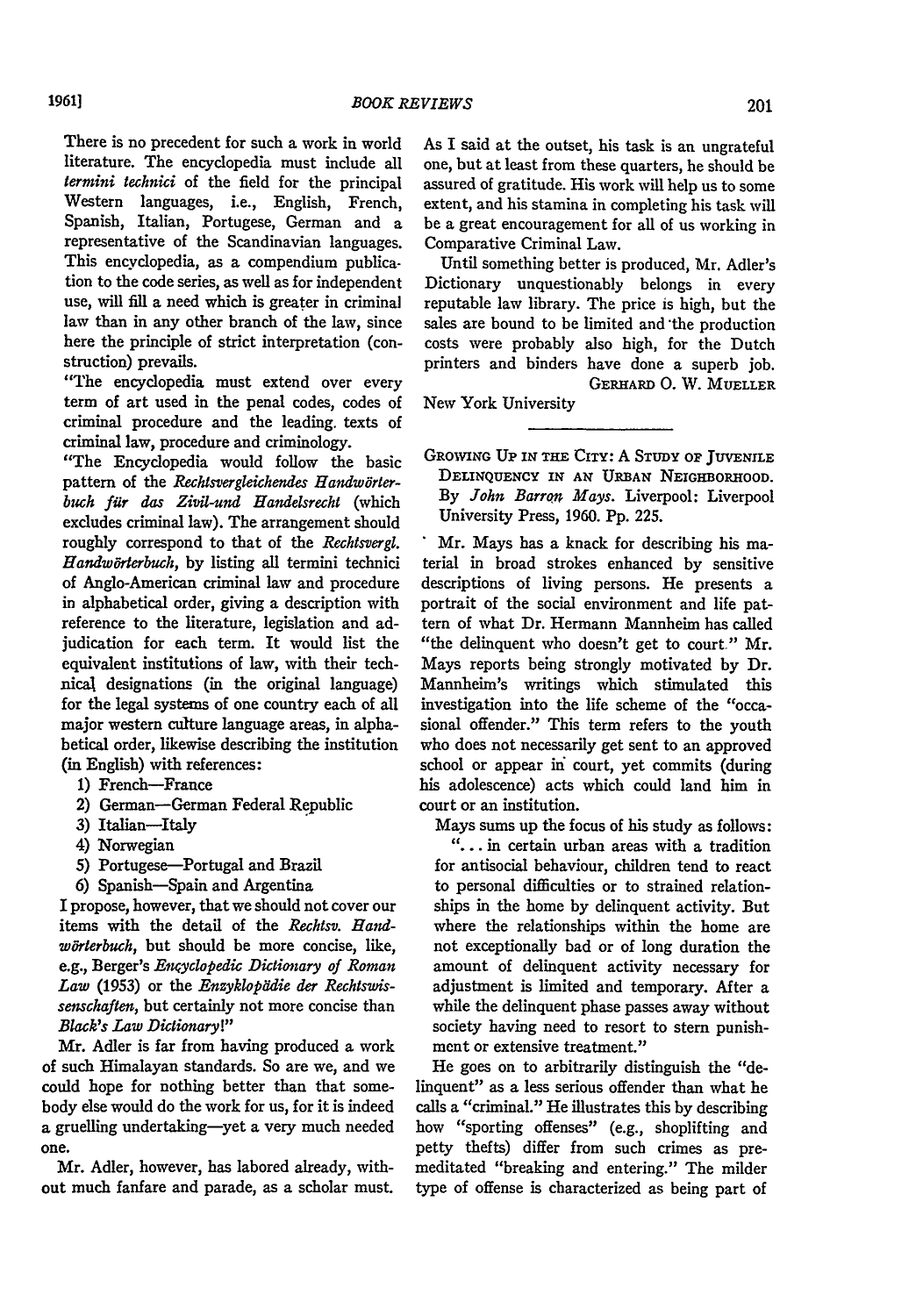There is no precedent for such a work in world literature. The encyclopedia must include all *termini technici* of the field for the principal Western languages, i.e., English, French, Spanish, Italian, Portugese, German and a representative of the Scandinavian languages. This encyclopedia, as a compendium publication to the code series, as well as for independent use, will fill a need which is greater in criminal law than in any other branch of the law, since here the principle of strict interpretation (construction) prevails.

"The encyclopedia must extend over every term of art used in the penal codes, codes of criminal procedure and the leading texts of criminal law, procedure and criminology.

"The Encyclopedia would follow the basic pattern of the *Rechtsvergleichendes Handwörterbuch für das Zivil-und Handelsrecht* (which excludes criminal law). The arrangement should roughly correspond to that of the *Rechtsvergl. Handwörterbuch*, by listing all termini technici of Anglo-American criminal law and procedure in alphabetical order, giving a description with reference to the literature, legislation and adjudication for each term. It would list the equivalent institutions of law, with their technical designations (in the original language) for the legal systems of one country each of all major western culture language areas, in alphabetical order, likewise describing the institution (in English) with references:

1) French—France
2) German—German Federal Republic
3) Italian—Italy
4) Norwegian
5) Portugese—Portugal and Brazil
6) Spanish—Spain and Argentina

I propose, however, that we should not cover our items with the detail of the *Rechtsv. Handwörterbuch*, but should be more concise, like, e.g., Berger's *Encyclopedic Dictionary of Roman Law* (1953) or the *Enzyklopädie der Rechtswissenschaften*, but certainly not more concise than *Black's Law Dictionary*!"

Mr. Adler is far from having produced a work of such Himalayan standards. So are we, and we could hope for nothing better than that somebody else would do the work for us, for it is indeed a gruelling undertaking—yet a very much needed one.

Mr. Adler, however, has labored already, without much fanfare and parade, as a scholar must. As I said at the outset, his task is an ungrateful one, but at least from these quarters, he should be assured of gratitude. His work will help us to some extent, and his stamina in completing his task will be a great encouragement for all of us working in Comparative Criminal Law.

Until something better is produced, Mr. Adler's Dictionary unquestionably belongs in every reputable law library. The price is high, but the sales are bound to be limited and the production costs were probably also high, for the Dutch printers and binders have done a superb job.

GERHARD O. W. MUELLER

New York University

---

GROWING UP IN THE CITY: A STUDY OF JUVENILE DELINQUENCY IN AN URBAN NEIGHBORHOOD. By *John Barron Mays*. Liverpool: Liverpool University Press, 1960. Pp. 225.

Mr. Mays has a knack for describing his material in broad strokes enhanced by sensitive descriptions of living persons. He presents a portrait of the social environment and life pattern of what Dr. Hermann Mannheim has called "the delinquent who doesn't get to court." Mr. Mays reports being strongly motivated by Dr. Mannheim's writings which stimulated this investigation into the life scheme of the "occasional offender." This term refers to the youth who does not necessarily get sent to an approved school or appear in court, yet commits (during his adolescence) acts which could land him in court or an institution.

Mays sums up the focus of his study as follows:

> "... in certain urban areas with a tradition for antisocial behaviour, children tend to react to personal difficulties or to strained relationships in the home by delinquent activity. But where the relationships within the home are not exceptionally bad or of long duration the amount of delinquent activity necessary for adjustment is limited and temporary. After a while the delinquent phase passes away without society having need to resort to stern punishment or extensive treatment."

He goes on to arbitrarily distinguish the "delinquent" as a less serious offender than what he calls a "criminal." He illustrates this by describing how "sporting offenses" (e.g., shoplifting and petty thefts) differ from such crimes as premeditated "breaking and entering." The milder type of offense is characterized as being part of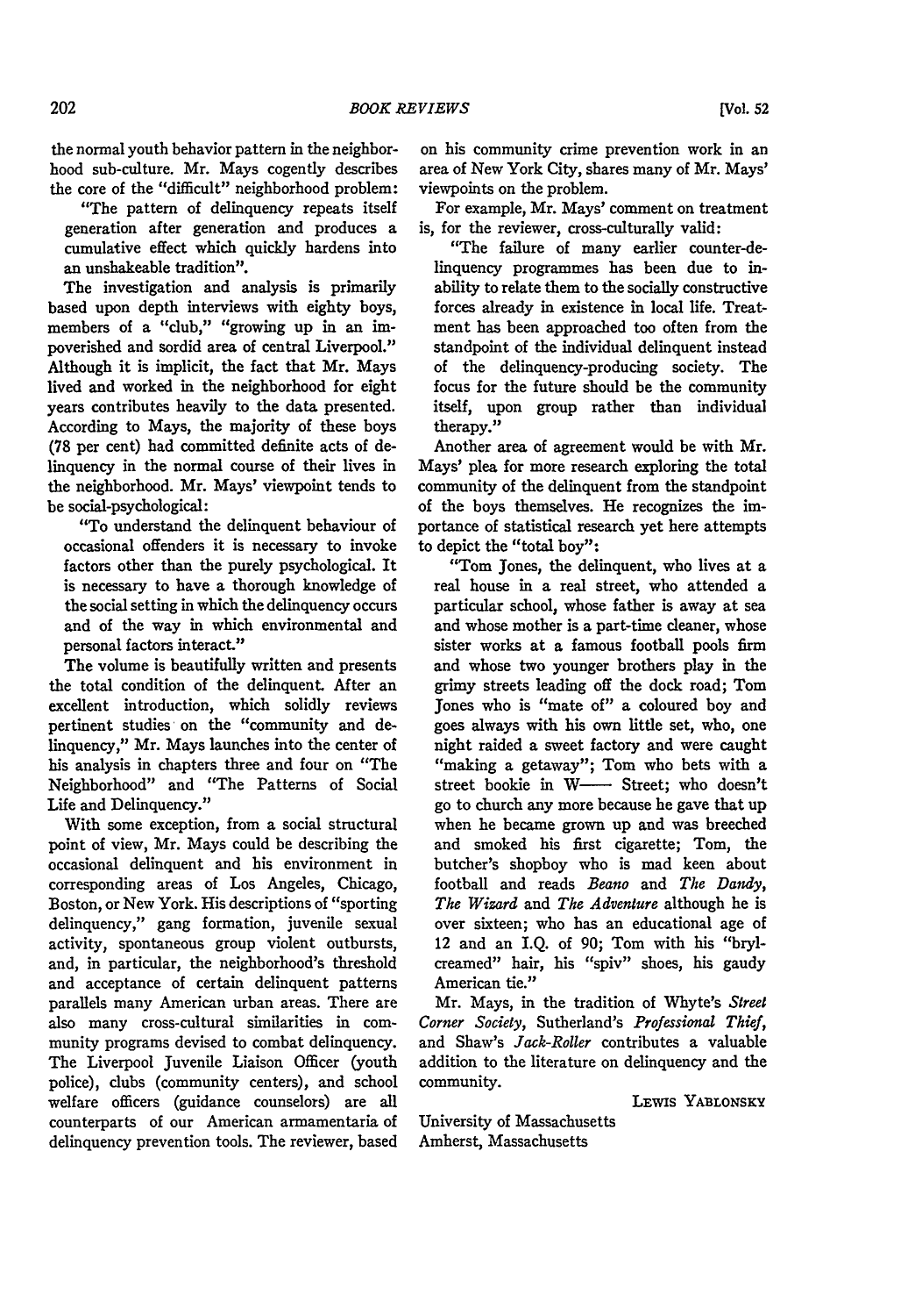the normal youth behavior pattern in the neighborhood sub-culture. Mr. Mays cogently describes the core of the "difficult" neighborhood problem:

"The pattern of delinquency repeats itself generation after generation and produces a cumulative effect which quickly hardens into an unshakeable tradition".

The investigation and analysis is primarily based upon depth interviews with eighty boys, members of a "club," "growing up in an impoverished and sordid area of central Liverpool." Although it is implicit, the fact that Mr. Mays lived and worked in the neighborhood for eight years contributes heavily to the data presented. According to Mays, the majority of these boys (78 per cent) had committed definite acts of delinquency in the normal course of their lives in the neighborhood. Mr. Mays' viewpoint tends to be social-psychological:

"To understand the delinquent behaviour of occasional offenders it is necessary to invoke factors other than the purely psychological. It is necessary to have a thorough knowledge of the social setting in which the delinquency occurs and of the way in which environmental and personal factors interact."

The volume is beautifully written and presents the total condition of the delinquent. After an excellent introduction, which solidly reviews pertinent studies on the "community and delinquency," Mr. Mays launches into the center of his analysis in chapters three and four on "The Neighborhood" and "The Patterns of Social Life and Delinquency."

With some exception, from a social structural point of view, Mr. Mays could be describing the occasional delinquent and his environment in corresponding areas of Los Angeles, Chicago, Boston, or New York. His descriptions of "sporting delinquency," gang formation, juvenile sexual activity, spontaneous group violent outbursts, and, in particular, the neighborhood's threshold and acceptance of certain delinquent patterns parallels many American urban areas. There are also many cross-cultural similarities in community programs devised to combat delinquency. The Liverpool Juvenile Liaison Officer (youth police), clubs (community centers), and school welfare officers (guidance counselors) are all counterparts of our American armamentaria of delinquency prevention tools. The reviewer, based on his community crime prevention work in an area of New York City, shares many of Mr. Mays' viewpoints on the problem.

For example, Mr. Mays' comment on treatment is, for the reviewer, cross-culturally valid:

"The failure of many earlier counter-delinquency programmes has been due to inability to relate them to the socially constructive forces already in existence in local life. Treatment has been approached too often from the standpoint of the individual delinquent instead of the delinquency-producing society. The focus for the future should be the community itself, upon group rather than individual therapy."

Another area of agreement would be with Mr. Mays' plea for more research exploring the total community of the delinquent from the standpoint of the boys themselves. He recognizes the importance of statistical research yet here attempts to depict the "total boy":

"Tom Jones, the delinquent, who lives at a real house in a real street, who attended a particular school, whose father is away at sea and whose mother is a part-time cleaner, whose sister works at a famous football pools firm and whose two younger brothers play in the grimy streets leading off the dock road; Tom Jones who is "mate of" a coloured boy and goes always with his own little set, who, one night raided a sweet factory and were caught "making a getaway"; Tom who bets with a street bookie in W—— Street; who doesn't go to church any more because he gave that up when he became grown up and was breeched and smoked his first cigarette; Tom, the butcher's shopboy who is mad keen about football and reads *Beano* and *The Dandy*, *The Wizard* and *The Adventure* although he is over sixteen; who has an educational age of 12 and an I.Q. of 90; Tom with his "brylcreamed" hair, his "spiv" shoes, his gaudy American tie."

Mr. Mays, in the tradition of Whyte's *Street Corner Society*, Sutherland's *Professional Thief*, and Shaw's *Jack-Roller* contributes a valuable addition to the literature on delinquency and the community.

LEWIS YABLONSKY

University of Massachusetts
Amherst, Massachusetts